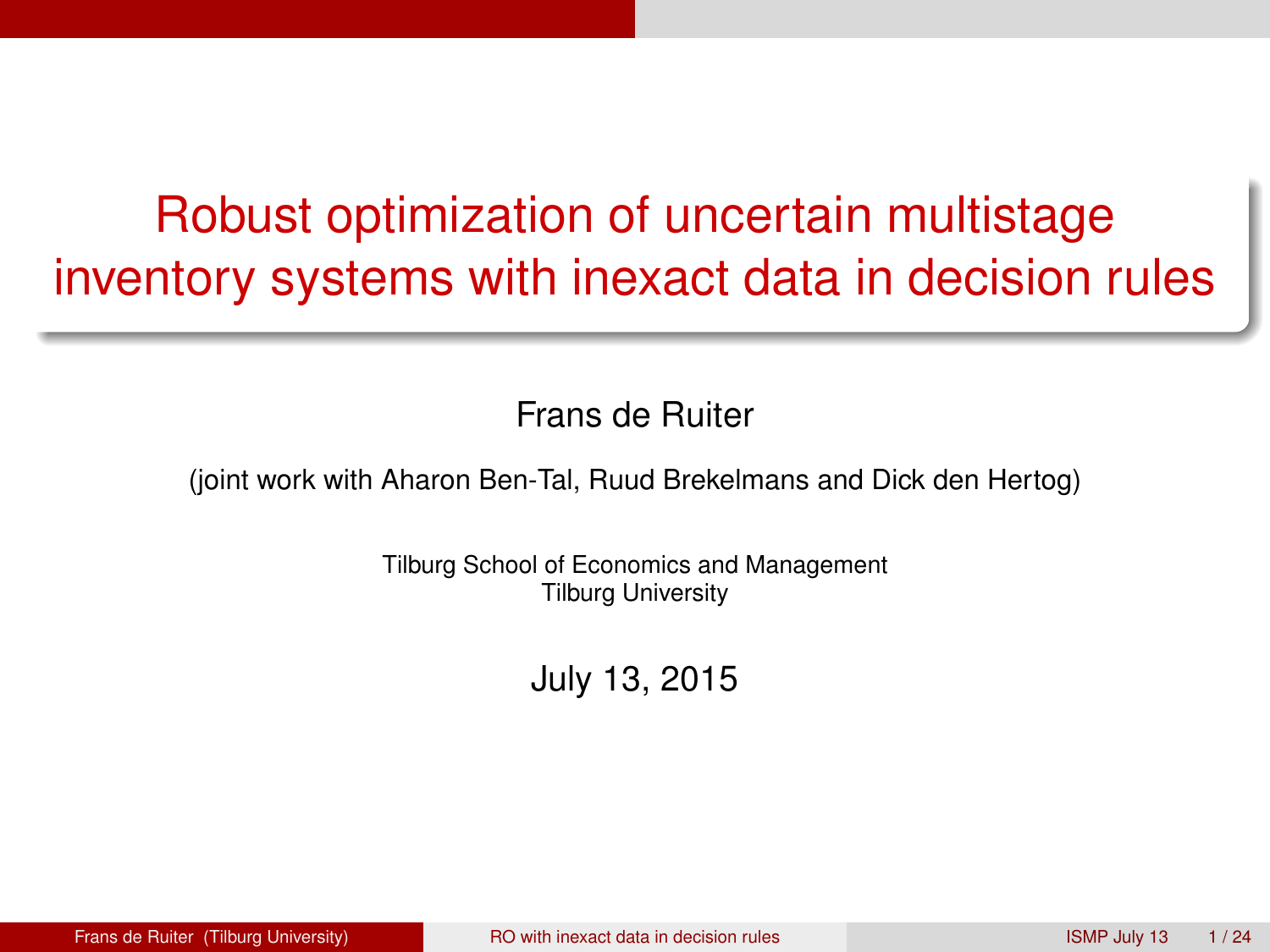# Robust optimization of uncertain multistage inventory systems with inexact data in decision rules

Frans de Ruiter

(joint work with Aharon Ben-Tal, Ruud Brekelmans and Dick den Hertog)

Tilburg School of Economics and Management
Tilburg University

July 13, 2015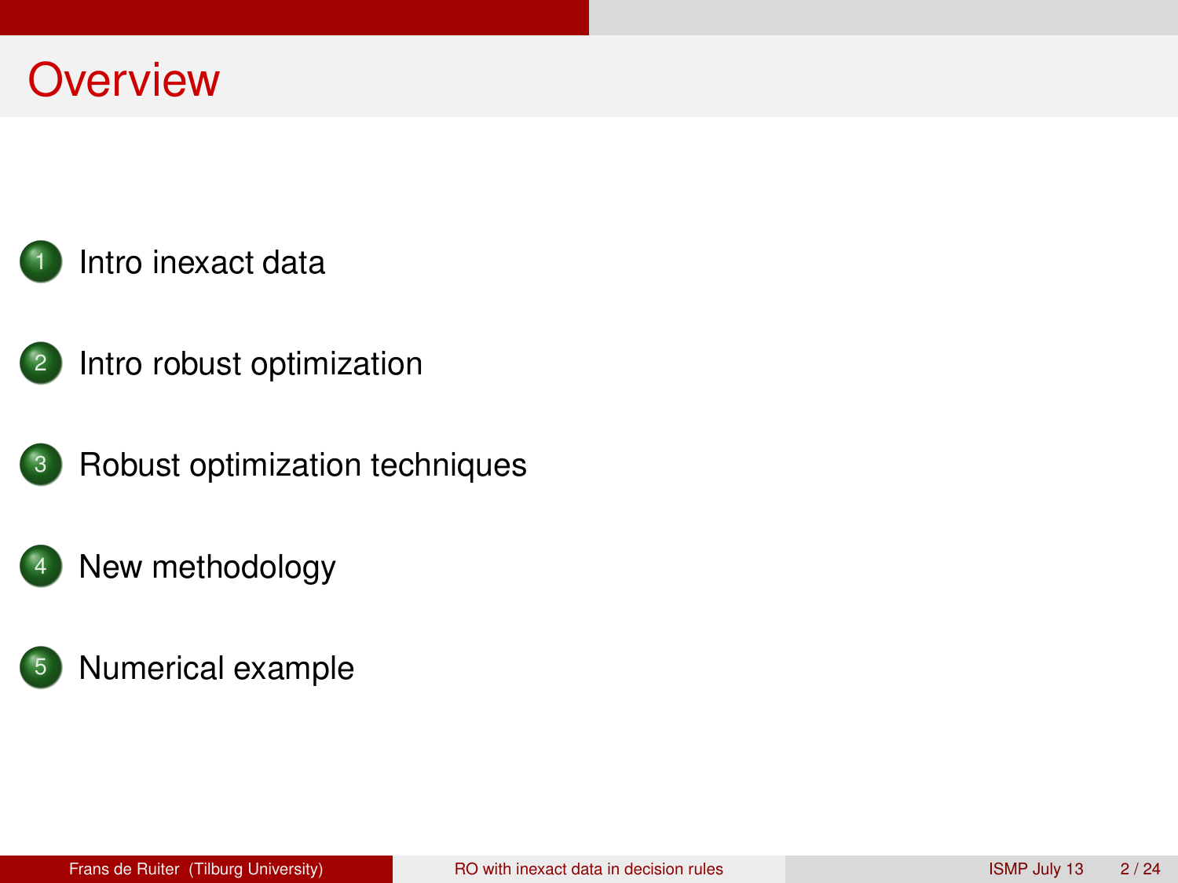# Overview

1. Intro inexact data
2. Intro robust optimization
3. Robust optimization techniques
4. New methodology
5. Numerical example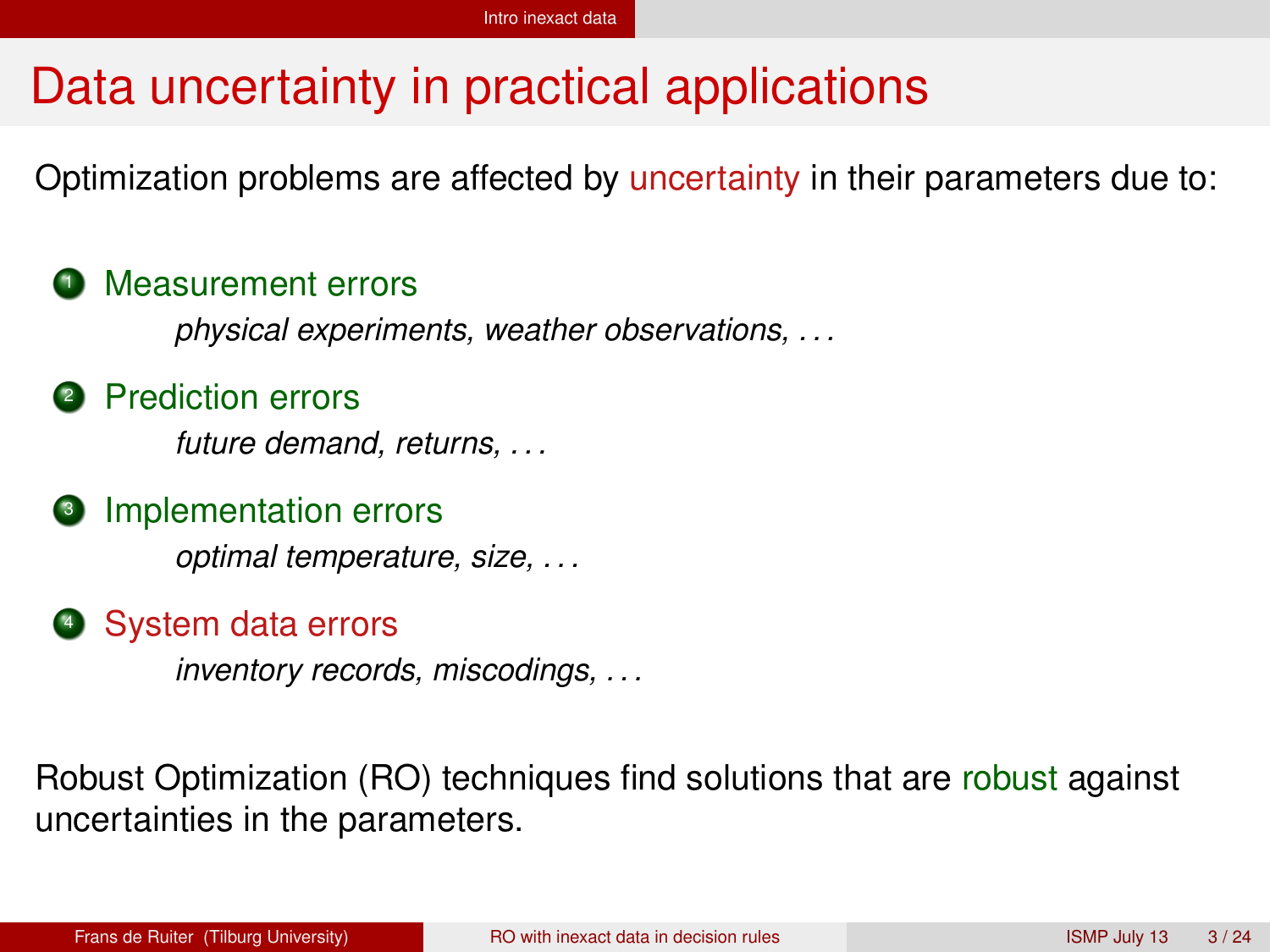# Data uncertainty in practical applications

Optimization problems are affected by uncertainty in their parameters due to:

1. Measurement errors

   *physical experiments, weather observations, . . .*

2. Prediction errors

   *future demand, returns, . . .*

3. Implementation errors

   *optimal temperature, size, . . .*

4. System data errors

   *inventory records, miscodings, . . .*

Robust Optimization (RO) techniques find solutions that are robust against uncertainties in the parameters.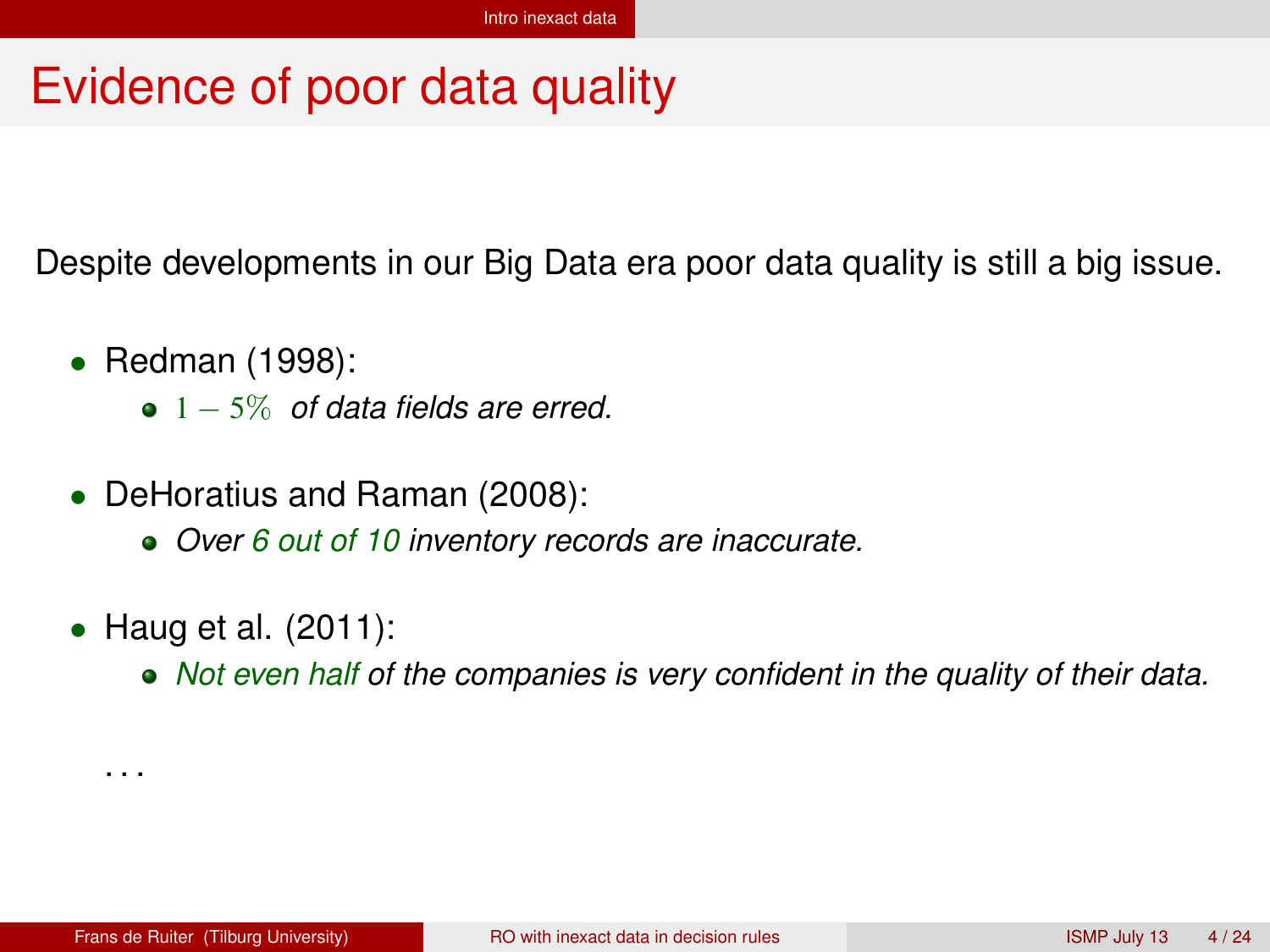# Evidence of poor data quality

Despite developments in our Big Data era poor data quality is still a big issue.

- Redman (1998):
  - $1 - 5\%$ *of data fields are erred.*
- DeHoratius and Raman (2008):
  - *Over 6 out of 10 inventory records are inaccurate.*
- Haug et al. (2011):
  - *Not even half of the companies is very confident in the quality of their data.*

...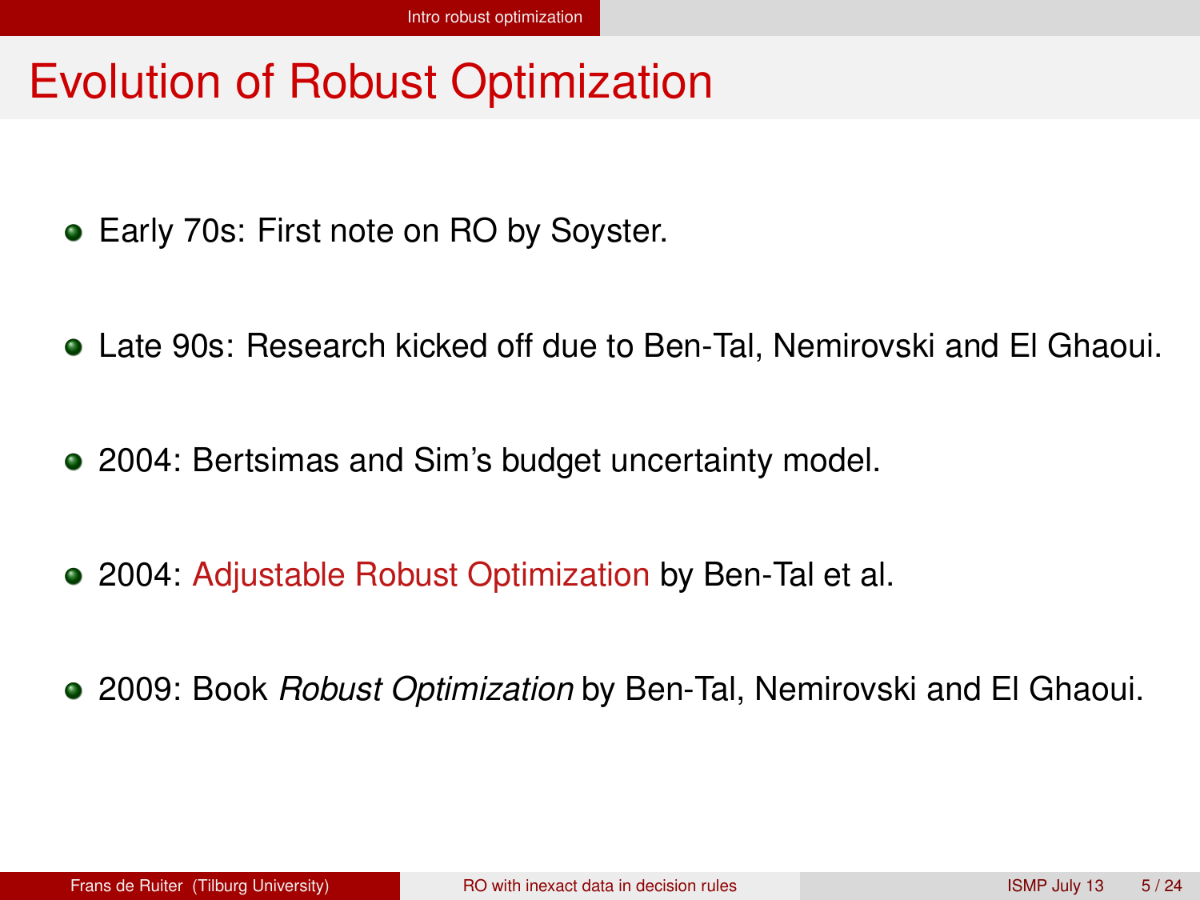# Evolution of Robust Optimization

- Early 70s: First note on RO by Soyster.
- Late 90s: Research kicked off due to Ben-Tal, Nemirovski and El Ghaoui.
- 2004: Bertsimas and Sim's budget uncertainty model.
- 2004: Adjustable Robust Optimization by Ben-Tal et al.
- 2009: Book *Robust Optimization* by Ben-Tal, Nemirovski and El Ghaoui.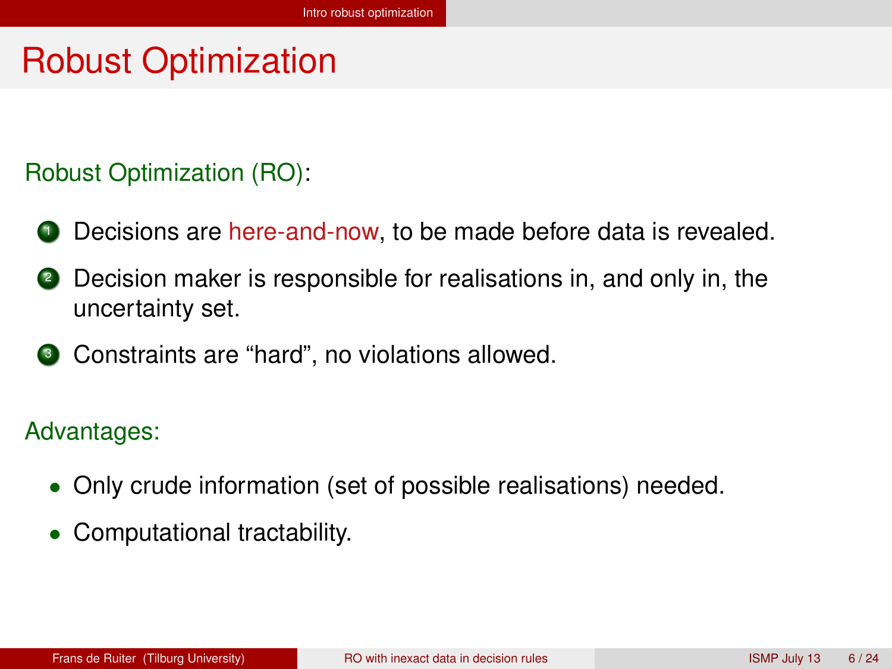# Robust Optimization

Robust Optimization (RO):

1. Decisions are here-and-now, to be made before data is revealed.
2. Decision maker is responsible for realisations in, and only in, the uncertainty set.
3. Constraints are "hard", no violations allowed.

Advantages:

- Only crude information (set of possible realisations) needed.
- Computational tractability.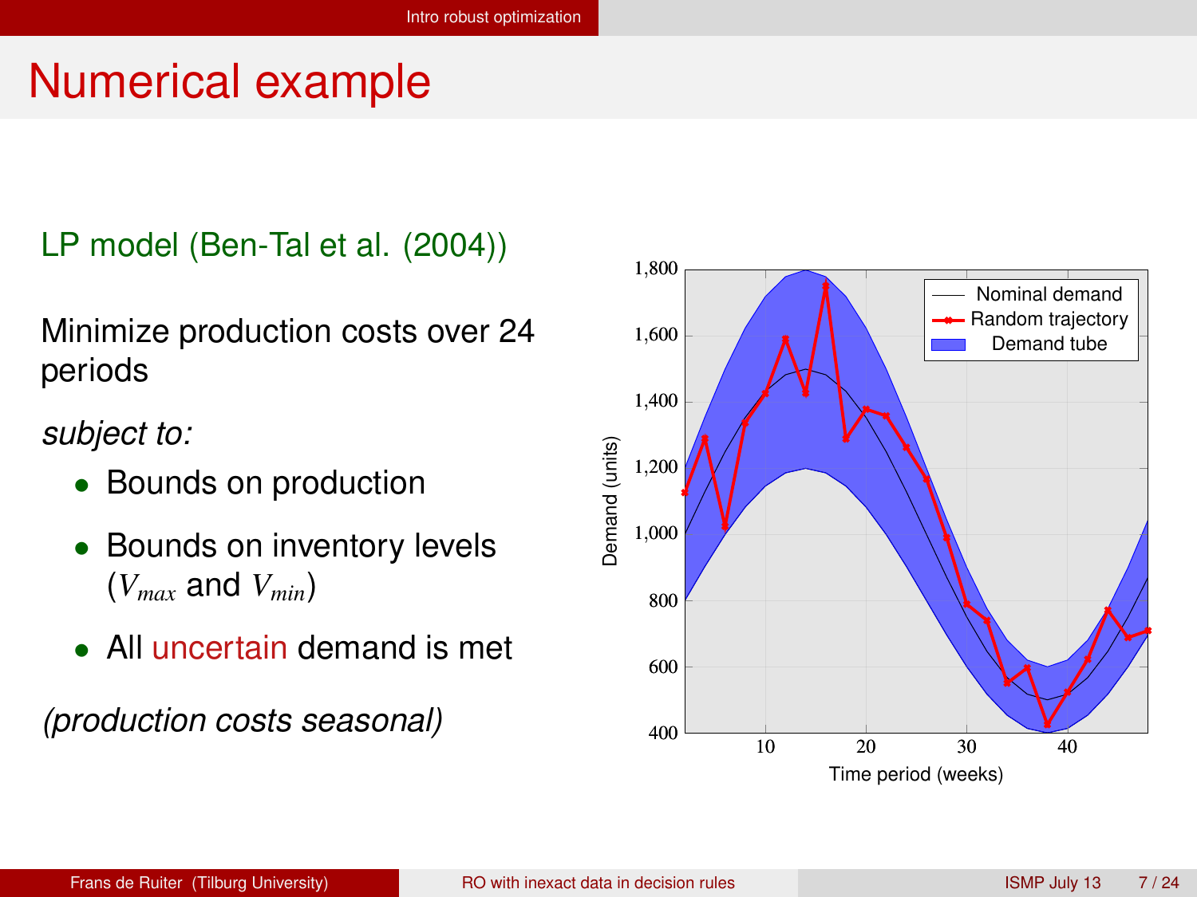# Numerical example

LP model (Ben-Tal et al. (2004))

Minimize production costs over 24 periods

*subject to:*

- Bounds on production
- Bounds on inventory levels ($V_{max}$ and $V_{min}$)
- All uncertain demand is met

*(production costs seasonal)*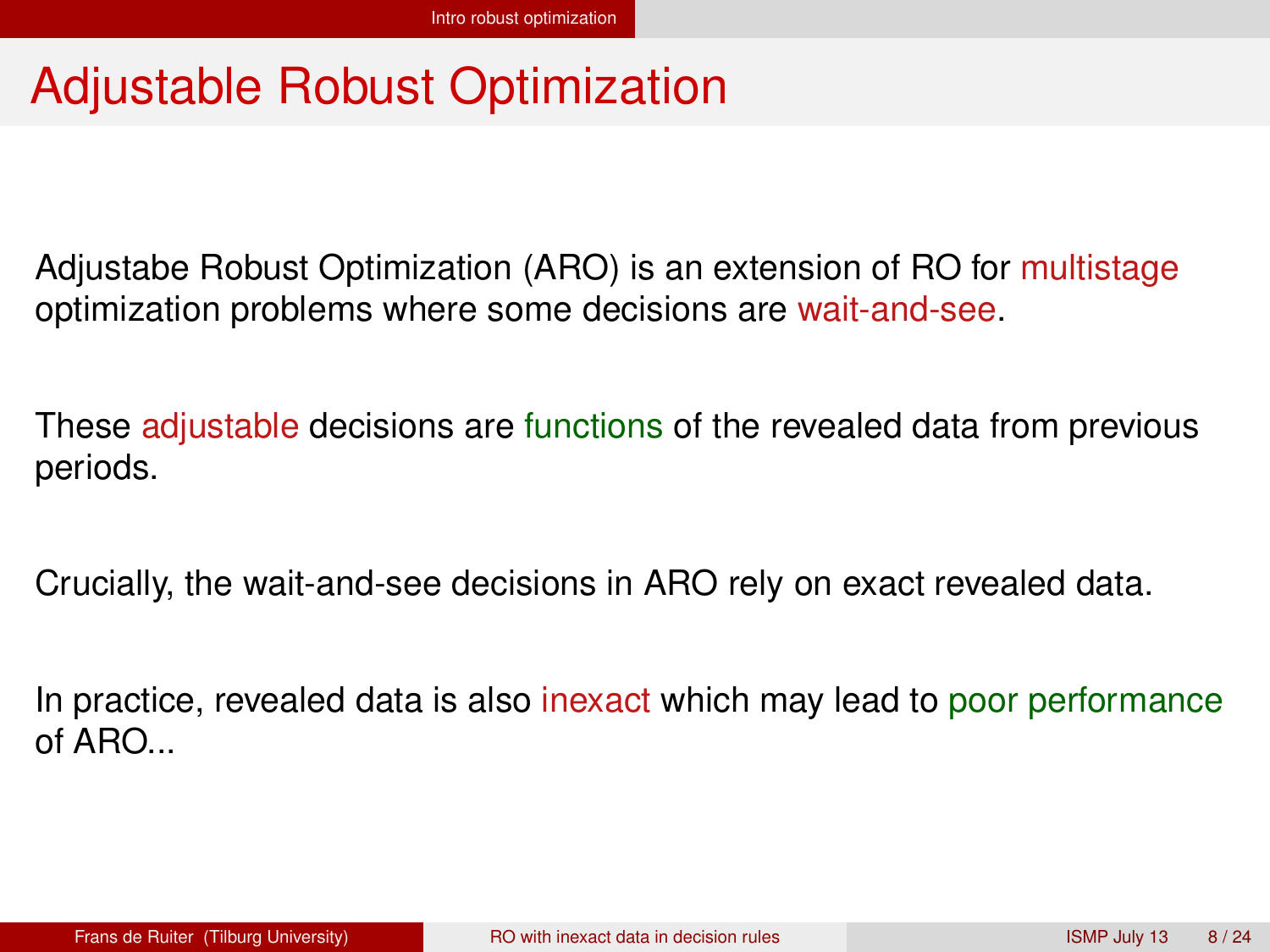# Adjustable Robust Optimization

Adjustabe Robust Optimization (ARO) is an extension of RO for multistage optimization problems where some decisions are wait-and-see.

These adjustable decisions are functions of the revealed data from previous periods.

Crucially, the wait-and-see decisions in ARO rely on exact revealed data.

In practice, revealed data is also inexact which may lead to poor performance of ARO...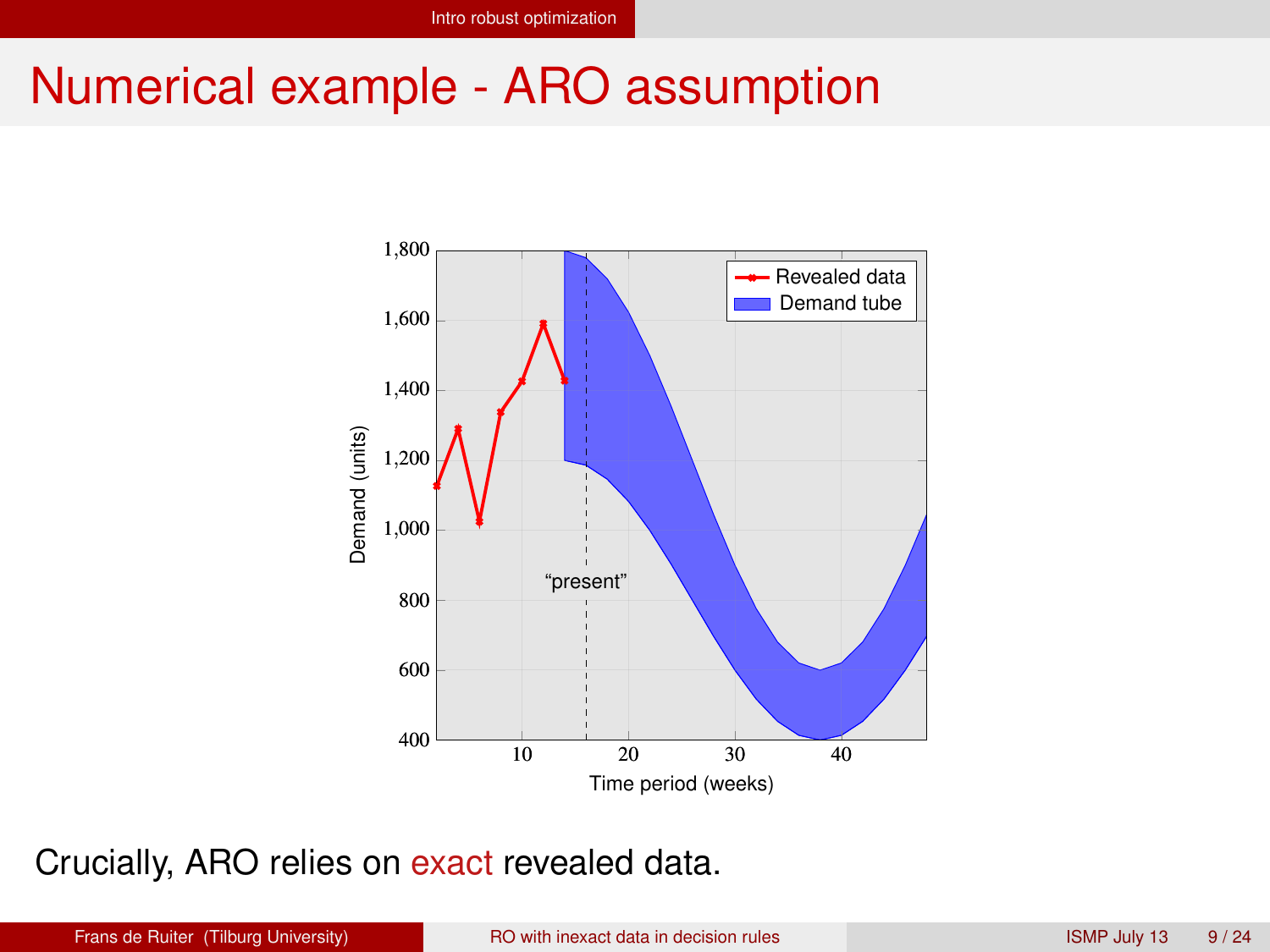# Numerical example - ARO assumption

Crucially, ARO relies on exact revealed data.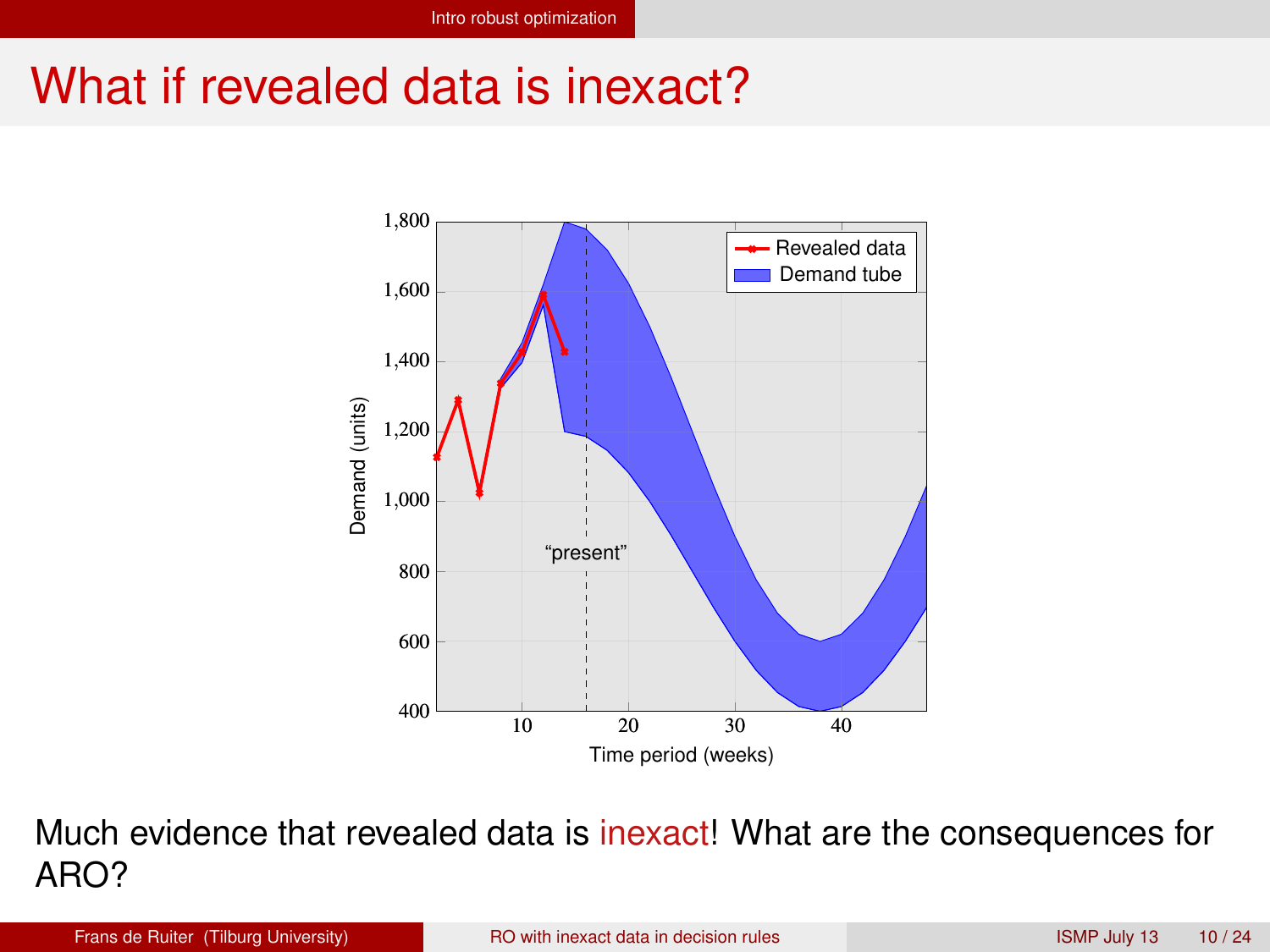# What if revealed data is inexact?

Much evidence that revealed data is inexact! What are the consequences for ARO?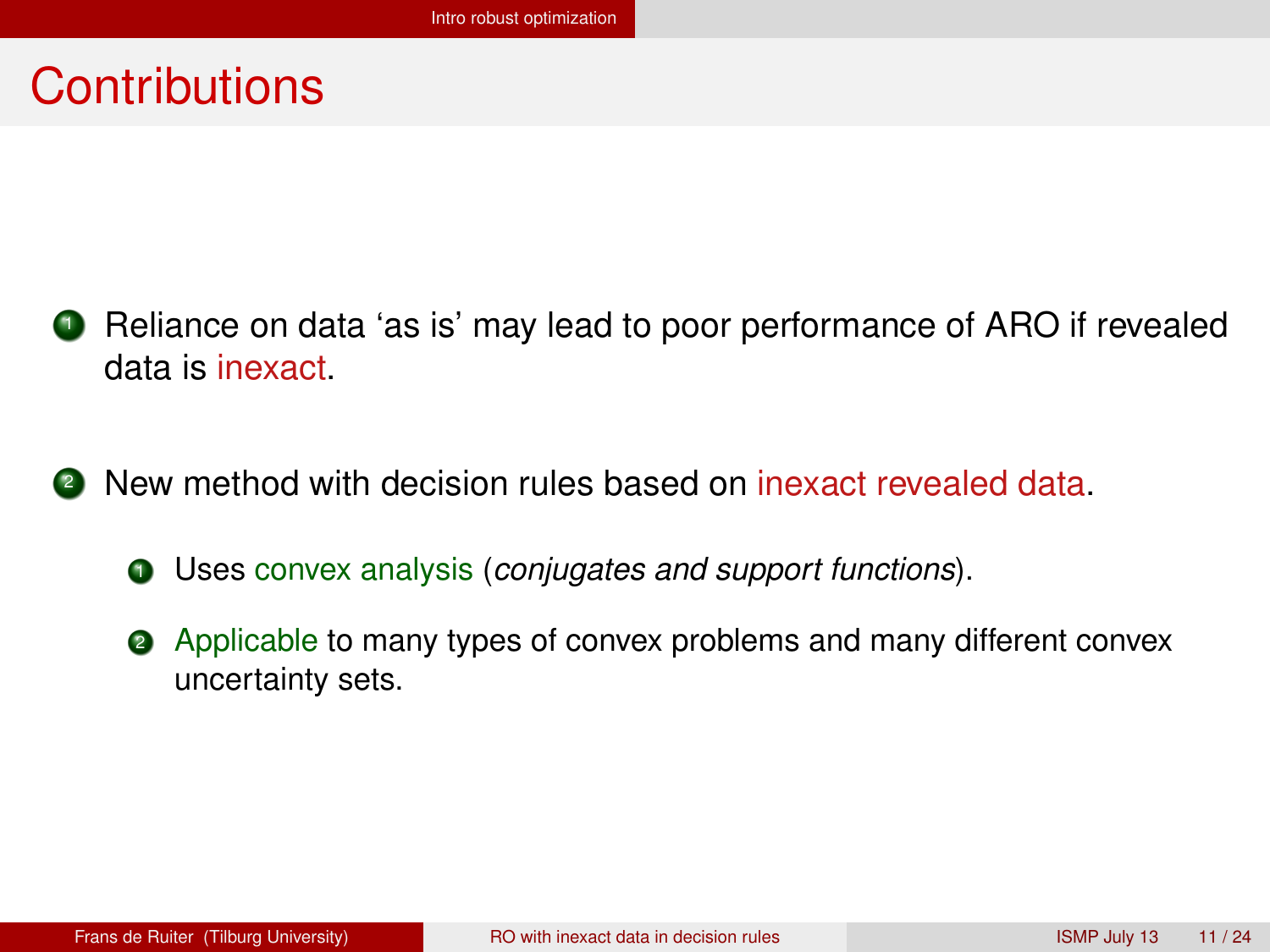# Contributions

1. Reliance on data ‘as is’ may lead to poor performance of ARO if revealed data is inexact.

2. New method with decision rules based on inexact revealed data.

    1. Uses convex analysis (*conjugates and support functions*).

    2. Applicable to many types of convex problems and many different convex uncertainty sets.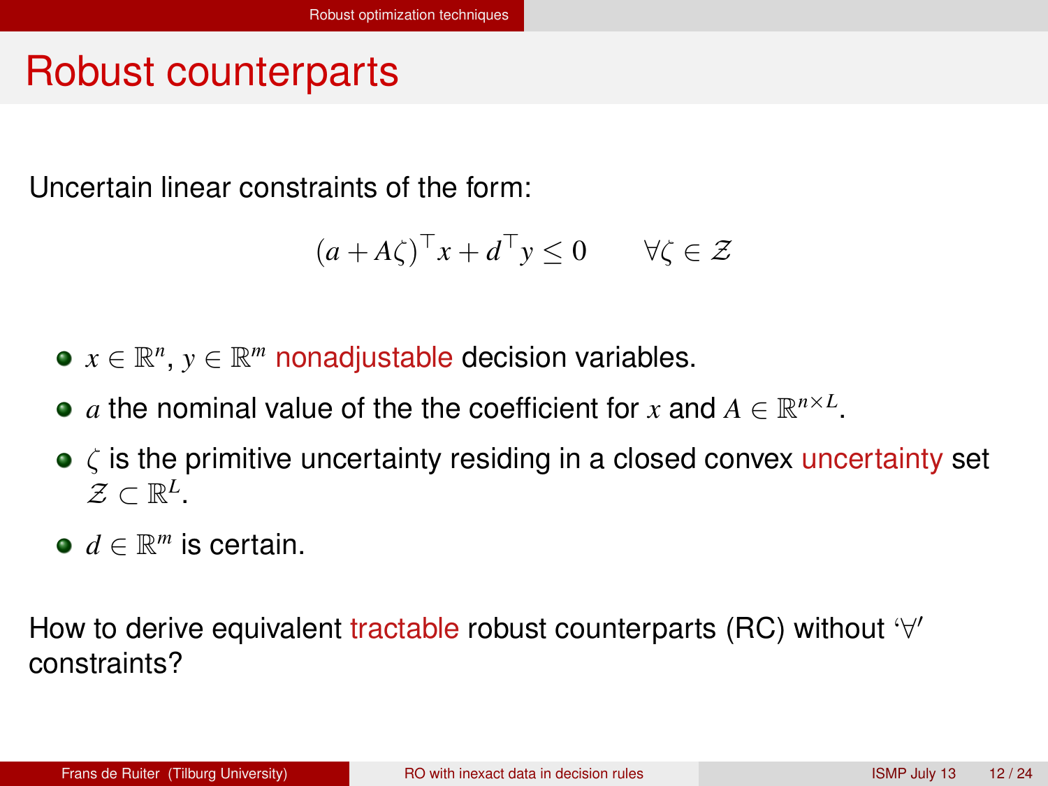# Robust counterparts

Uncertain linear constraints of the form:

$$(a + A\zeta)^\top x + d^\top y \leq 0 \qquad \forall \zeta \in \mathcal{Z}$$

- $x \in \mathbb{R}^n$, $y \in \mathbb{R}^m$ nonadjustable decision variables.
- $a$ the nominal value of the the coefficient for $x$ and $A \in \mathbb{R}^{n \times L}$.
- $\zeta$ is the primitive uncertainty residing in a closed convex uncertainty set $\mathcal{Z} \subset \mathbb{R}^L$.
- $d \in \mathbb{R}^m$ is certain.

How to derive equivalent tractable robust counterparts (RC) without '$\forall$' constraints?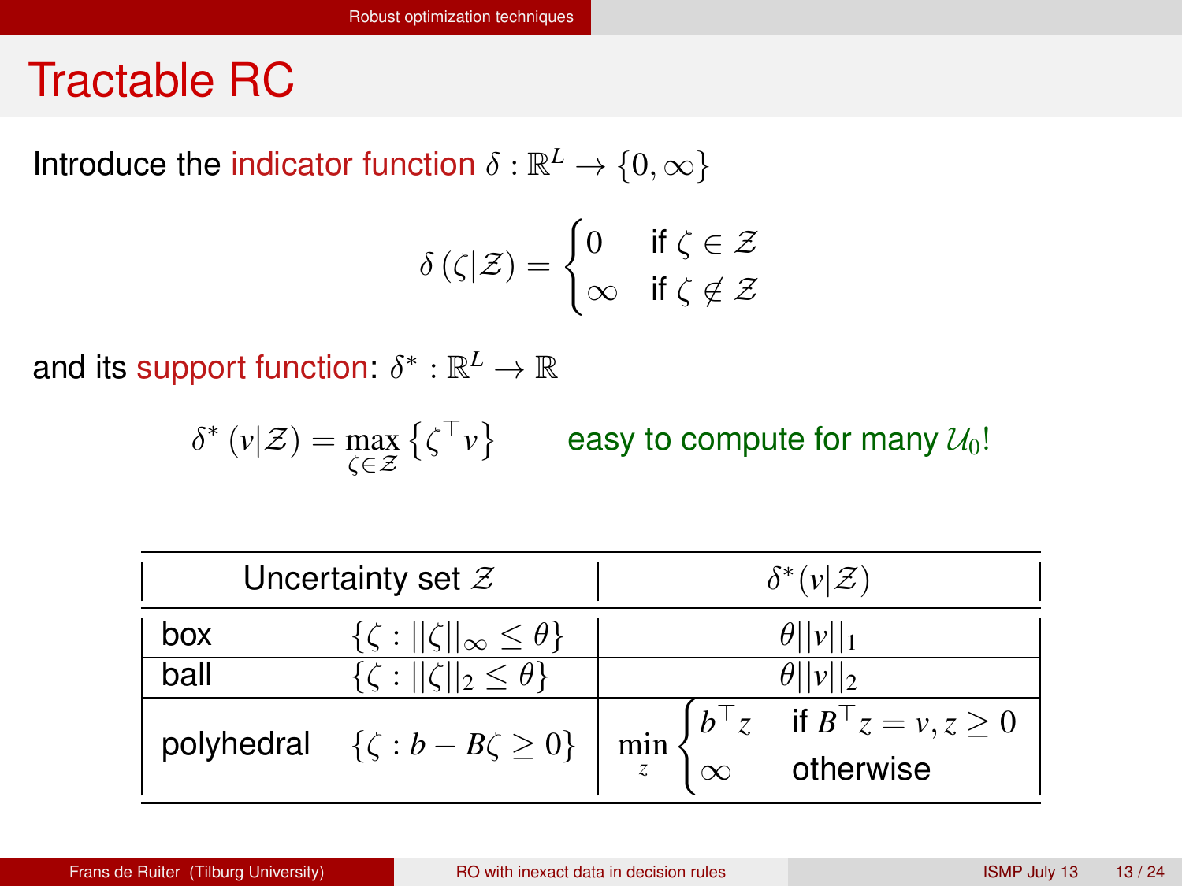# Tractable RC

Introduce the indicator function $\delta : \mathbb{R}^L \to \{0, \infty\}$

$$\delta(\zeta|\mathcal{Z}) = \begin{cases} 0 & \text{if } \zeta \in \mathcal{Z} \\ \infty & \text{if } \zeta \notin \mathcal{Z} \end{cases}$$

and its support function: $\delta^* : \mathbb{R}^L \to \mathbb{R}$

$$\delta^*(v|\mathcal{Z}) = \max_{\zeta \in \mathcal{Z}} \left\{ \zeta^\top v \right\}$$

easy to compute for many $\mathcal{U}_0$!

| Uncertainty set $\mathcal{Z}$ | | $\delta^*(v\|\mathcal{Z})$ |
|---|---|---|
| box | $\{\zeta : \|\|\zeta\|\|_\infty \leq \theta\}$ | $\theta\|\|v\|\|_1$ |
| ball | $\{\zeta : \|\|\zeta\|\|_2 \leq \theta\}$ | $\theta\|\|v\|\|_2$ |
| polyhedral | $\{\zeta : b - B\zeta \geq 0\}$ | $\min_z \begin{cases} b^\top z & \text{if } B^\top z = v, z \geq 0 \\ \infty & \text{otherwise} \end{cases}$ |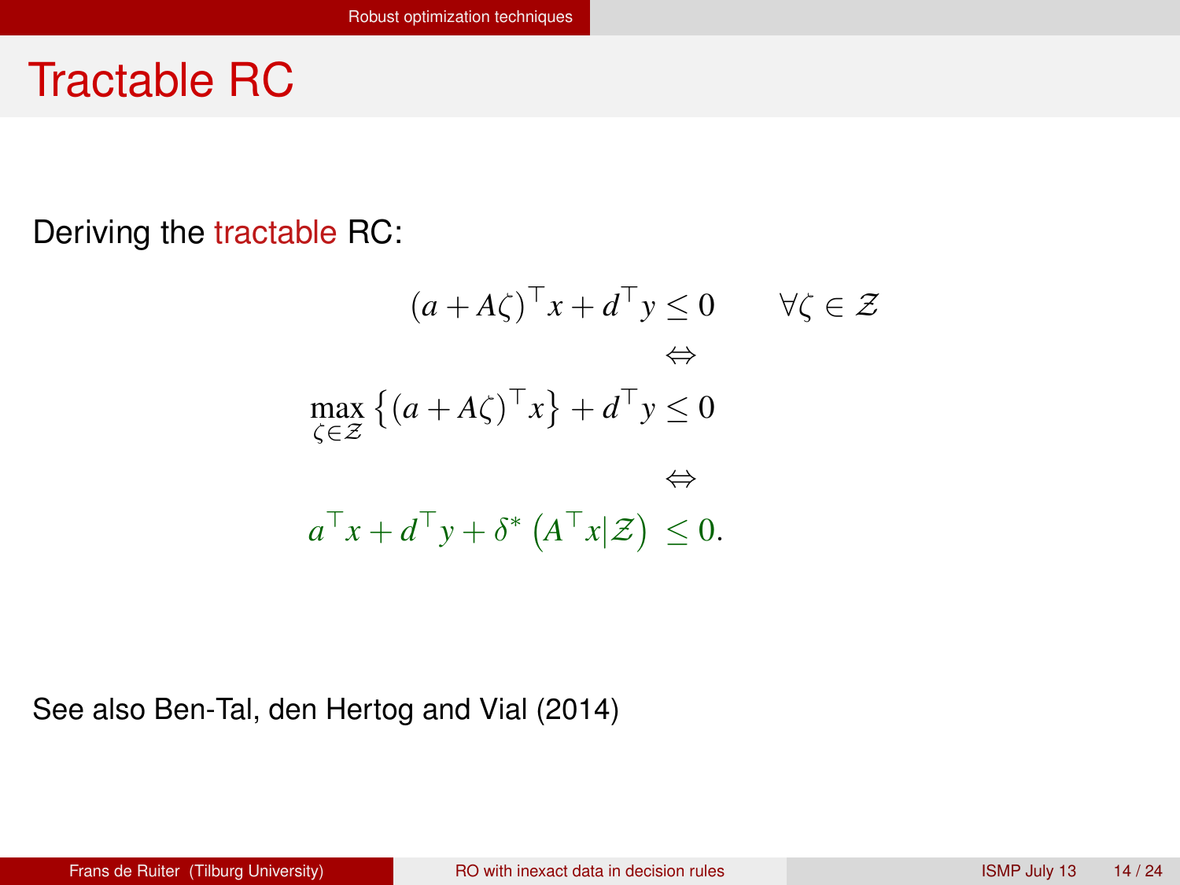# Tractable RC

Deriving the tractable RC:

$$
\begin{aligned}
(a + A\zeta)^\top x + d^\top y &\leq 0 \qquad \forall \zeta \in \mathcal{Z} \\
&\Leftrightarrow \\
\max_{\zeta \in \mathcal{Z}} \left\{ (a + A\zeta)^\top x \right\} + d^\top y &\leq 0 \\
&\Leftrightarrow \\
a^\top x + d^\top y + \delta^* \left( A^\top x | \mathcal{Z} \right) &\leq 0.
\end{aligned}
$$

See also Ben-Tal, den Hertog and Vial (2014)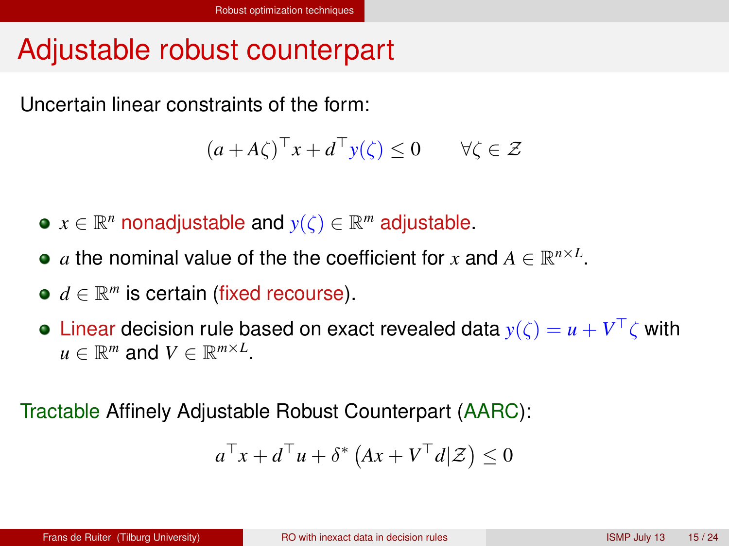# Adjustable robust counterpart

Uncertain linear constraints of the form:

$$(a + A\zeta)^\top x + d^\top y(\zeta) \leq 0 \qquad \forall \zeta \in \mathcal{Z}$$

- $x \in \mathbb{R}^n$ nonadjustable and $y(\zeta) \in \mathbb{R}^m$ adjustable.
- $a$ the nominal value of the the coefficient for $x$ and $A \in \mathbb{R}^{n \times L}$.
- $d \in \mathbb{R}^m$ is certain (fixed recourse).
- Linear decision rule based on exact revealed data $y(\zeta) = u + V^\top \zeta$ with $u \in \mathbb{R}^m$ and $V \in \mathbb{R}^{m \times L}$.

Tractable Affinely Adjustable Robust Counterpart (AARC):

$$a^\top x + d^\top u + \delta^* \left( Ax + V^\top d | \mathcal{Z} \right) \leq 0$$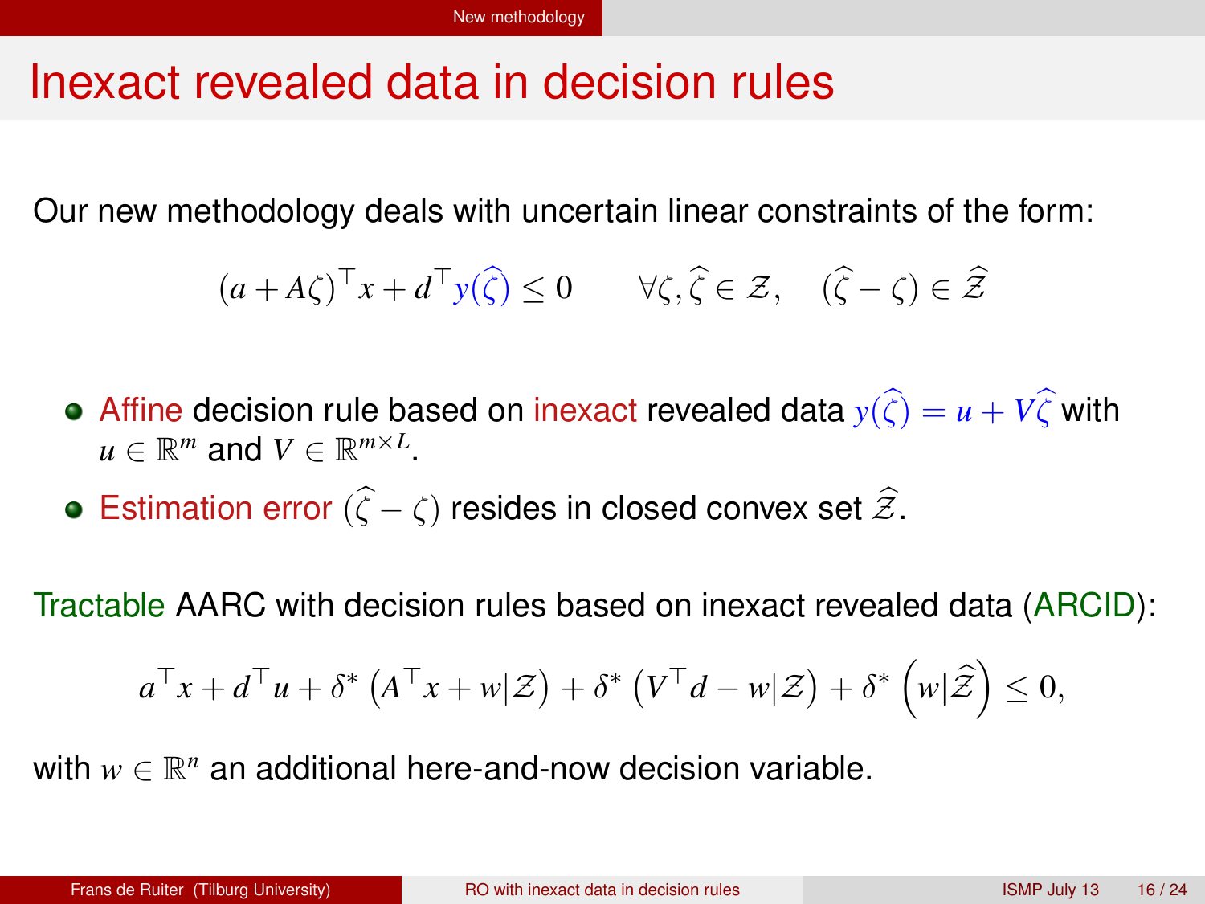# Inexact revealed data in decision rules

Our new methodology deals with uncertain linear constraints of the form:

$$(a + A\zeta)^\top x + d^\top y(\widehat{\zeta}) \leq 0 \qquad \forall \zeta, \widehat{\zeta} \in \mathcal{Z}, \quad (\widehat{\zeta} - \zeta) \in \widehat{\mathcal{Z}}$$

- Affine decision rule based on inexact revealed data $y(\widehat{\zeta}) = u + V\widehat{\zeta}$ with $u \in \mathbb{R}^m$ and $V \in \mathbb{R}^{m \times L}$.
- Estimation error $(\widehat{\zeta} - \zeta)$ resides in closed convex set $\widehat{\mathcal{Z}}$.

Tractable AARC with decision rules based on inexact revealed data (ARCID):

$$a^\top x + d^\top u + \delta^* \left(A^\top x + w | \mathcal{Z}\right) + \delta^* \left(V^\top d - w | \mathcal{Z}\right) + \delta^* \left(w | \widehat{\mathcal{Z}}\right) \leq 0,$$

with $w \in \mathbb{R}^n$ an additional here-and-now decision variable.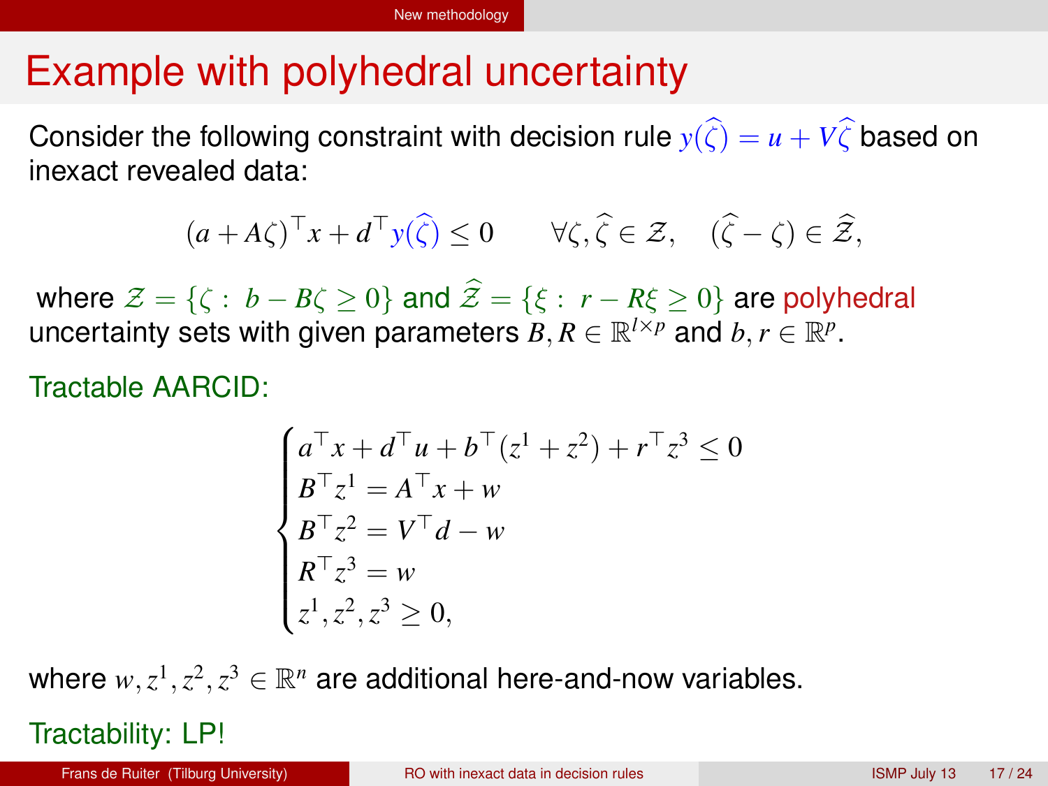# Example with polyhedral uncertainty

Consider the following constraint with decision rule $y(\widehat{\zeta}) = u + V\widehat{\zeta}$ based on inexact revealed data:

$$(a + A\zeta)^\top x + d^\top y(\widehat{\zeta}) \leq 0 \qquad \forall \zeta, \widehat{\zeta} \in \mathcal{Z}, \quad (\widehat{\zeta} - \zeta) \in \widehat{\mathcal{Z}},$$

where $\mathcal{Z} = \{\zeta : \; b - B\zeta \geq 0\}$ and $\widehat{\mathcal{Z}} = \{\xi : \; r - R\xi \geq 0\}$ are polyhedral uncertainty sets with given parameters $B, R \in \mathbb{R}^{l \times p}$ and $b, r \in \mathbb{R}^p$.

Tractable AARCID:

$$\begin{cases} a^\top x + d^\top u + b^\top (z^1 + z^2) + r^\top z^3 \leq 0 \\ B^\top z^1 = A^\top x + w \\ B^\top z^2 = V^\top d - w \\ R^\top z^3 = w \\ z^1, z^2, z^3 \geq 0, \end{cases}$$

where $w, z^1, z^2, z^3 \in \mathbb{R}^n$ are additional here-and-now variables.

Tractability: LP!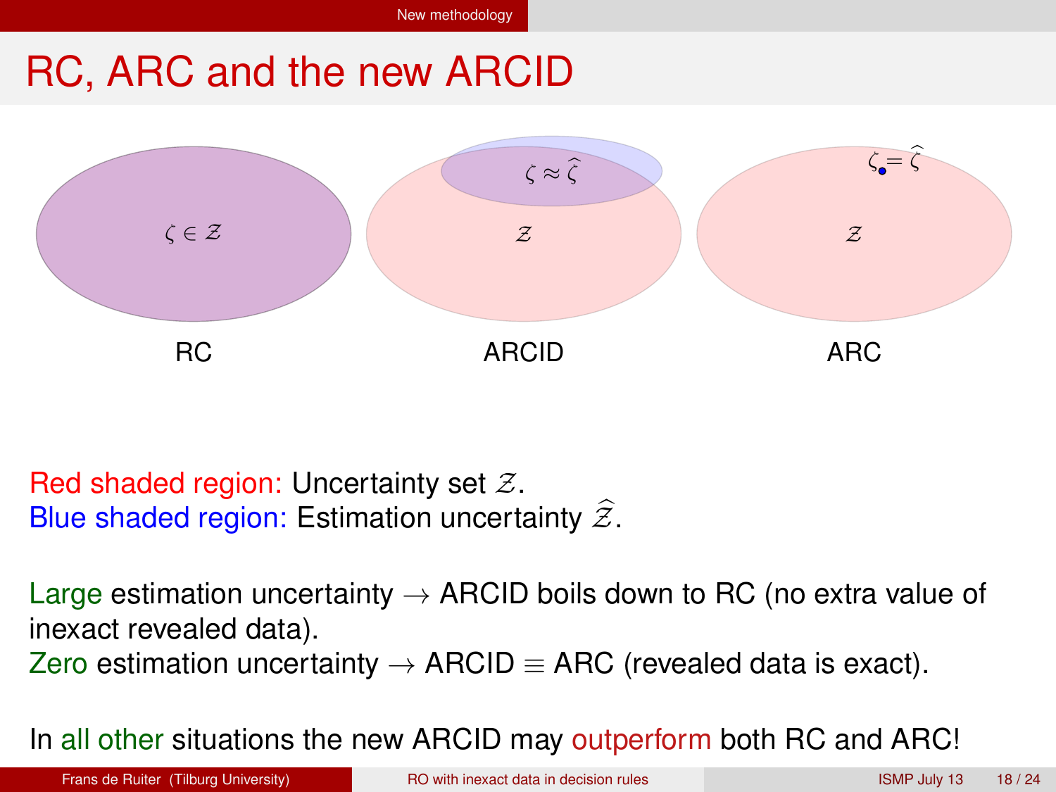# RC, ARC and the new ARCID

$\zeta \in \mathcal{Z}$

RC

$\zeta \approx \widehat{\zeta}$

$\mathcal{Z}$

ARCID

$\zeta = \widehat{\zeta}$

$\mathcal{Z}$

ARC

Red shaded region: Uncertainty set $\mathcal{Z}$.
Blue shaded region: Estimation uncertainty $\widehat{\mathcal{Z}}$.

Large estimation uncertainty $\rightarrow$ ARCID boils down to RC (no extra value of inexact revealed data).
Zero estimation uncertainty $\rightarrow$ ARCID $\equiv$ ARC (revealed data is exact).

In all other situations the new ARCID may outperform both RC and ARC!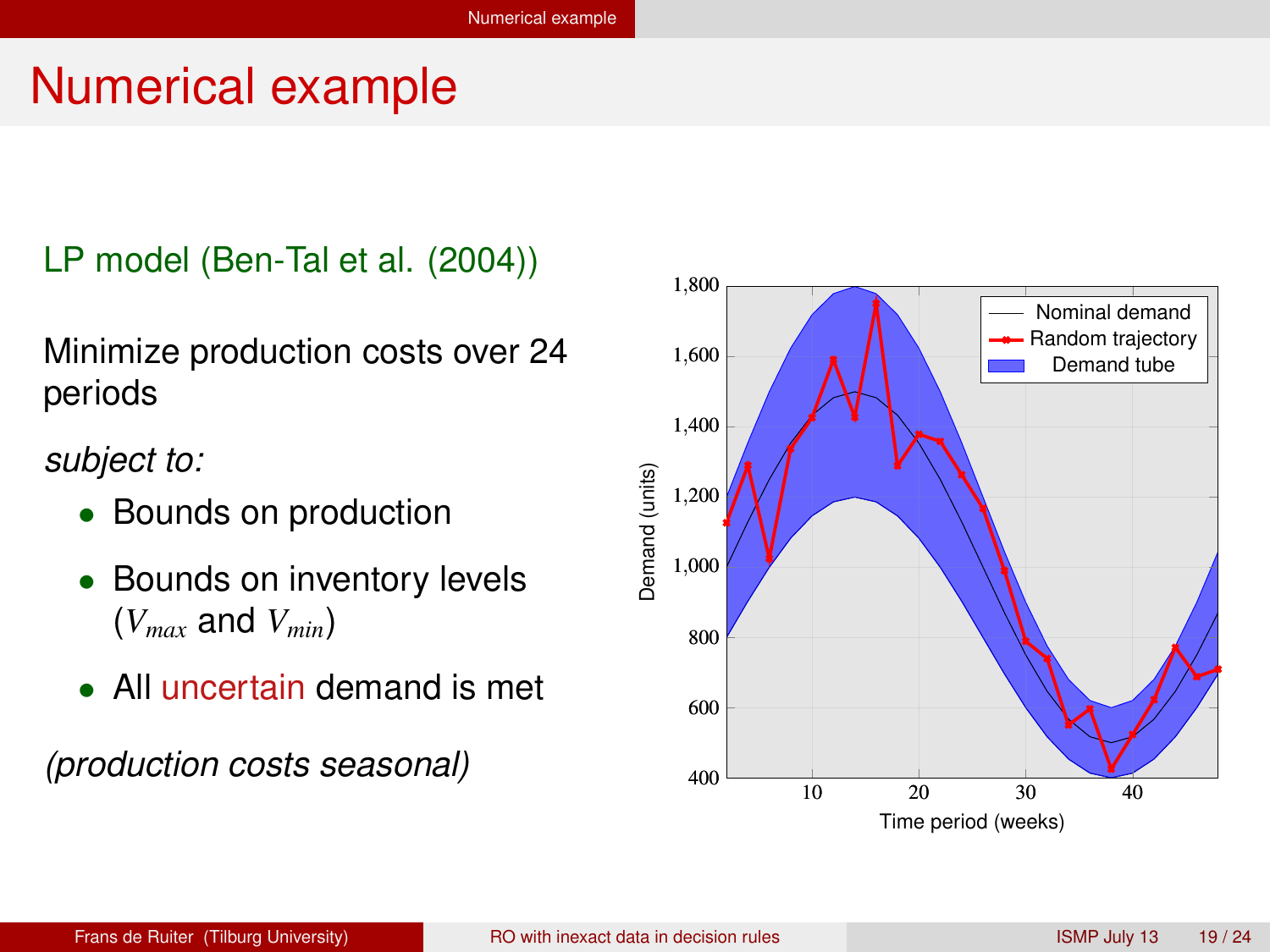# Numerical example

LP model (Ben-Tal et al. (2004))

Minimize production costs over 24 periods

*subject to:*

- Bounds on production
- Bounds on inventory levels ($V_{max}$ and $V_{min}$)
- All uncertain demand is met

*(production costs seasonal)*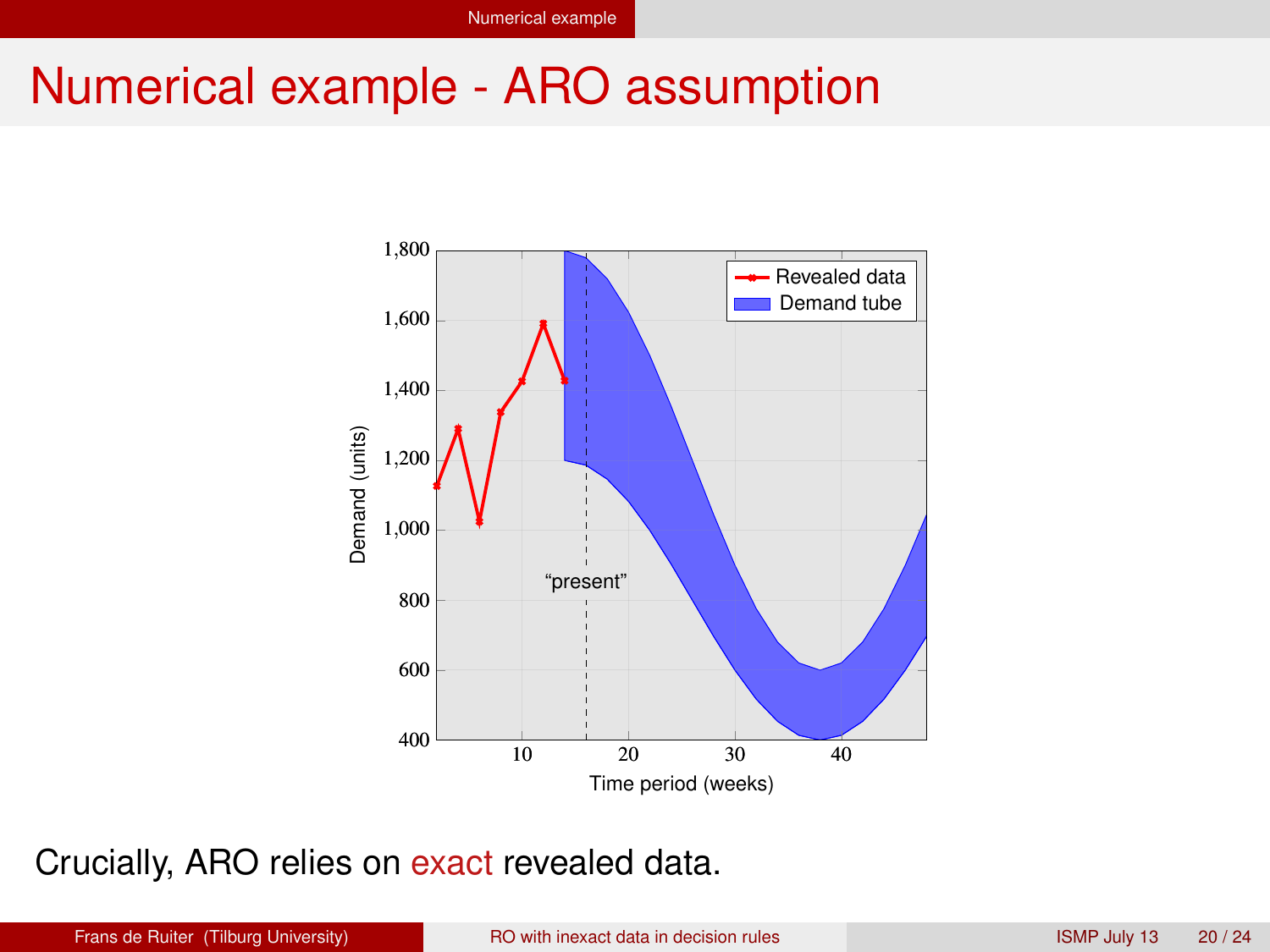# Numerical example - ARO assumption

Crucially, ARO relies on exact revealed data.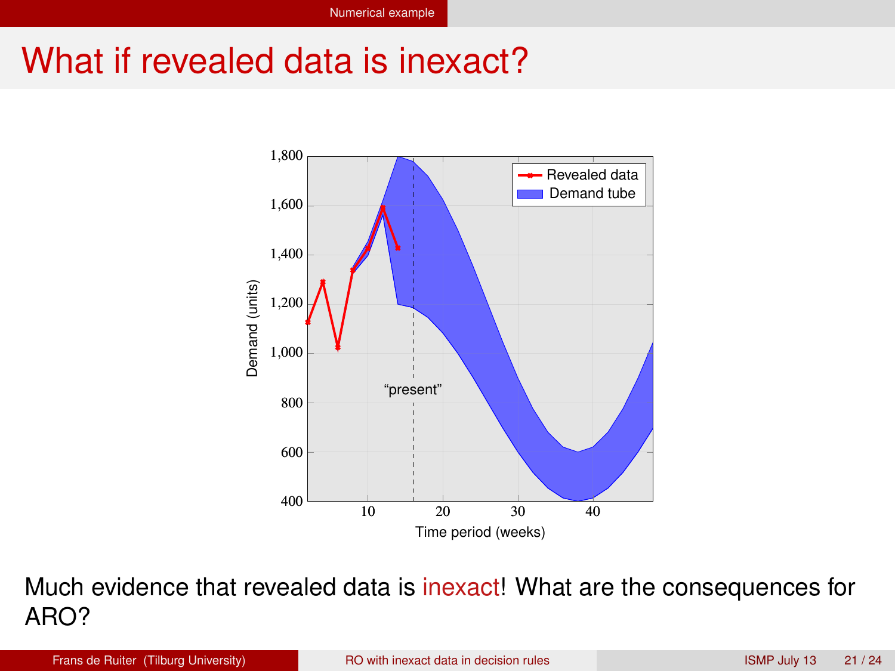# What if revealed data is inexact?

Much evidence that revealed data is inexact! What are the consequences for ARO?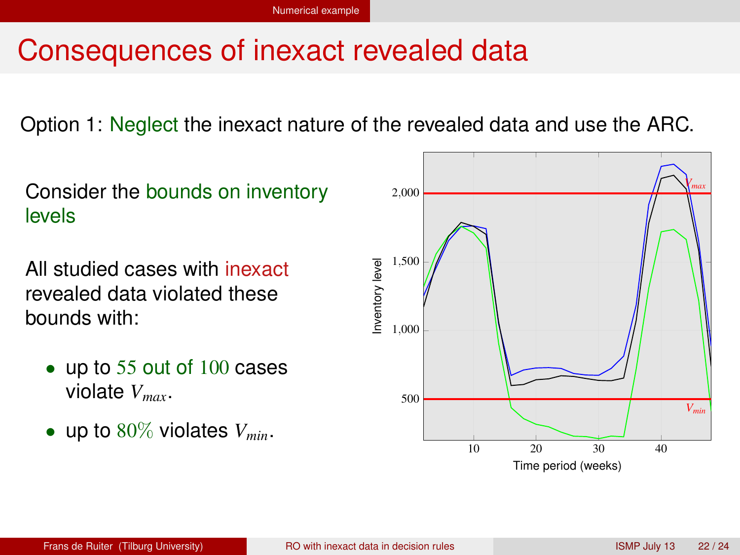# Consequences of inexact revealed data

Option 1: Neglect the inexact nature of the revealed data and use the ARC.

Consider the bounds on inventory levels

All studied cases with inexact revealed data violated these bounds with:

- up to 55 out of 100 cases violate $V_{max}$.
- up to 80% violates $V_{min}$.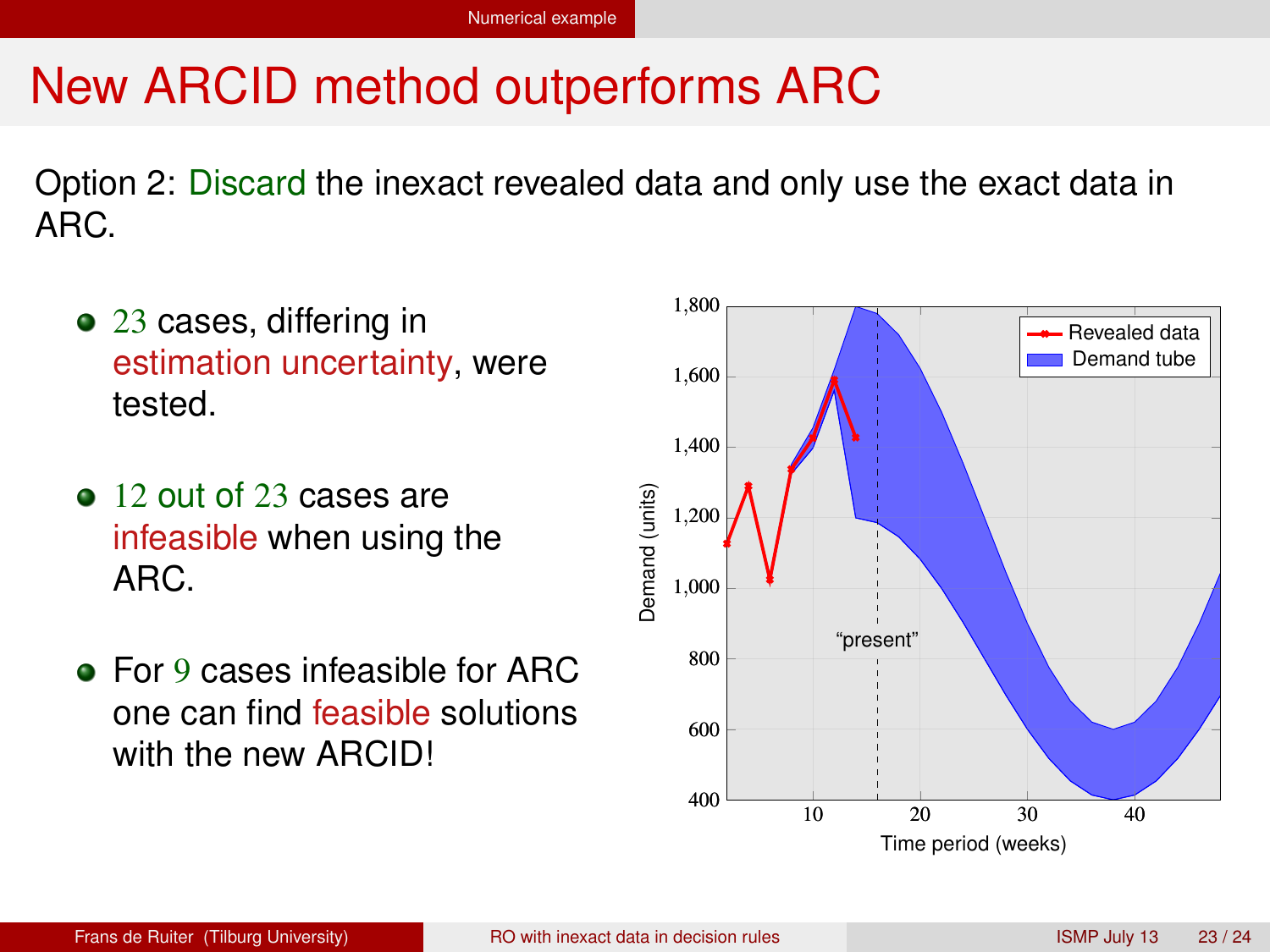# New ARCID method outperforms ARC

Option 2: Discard the inexact revealed data and only use the exact data in ARC.

- 23 cases, differing in estimation uncertainty, were tested.
- 12 out of 23 cases are infeasible when using the ARC.
- For 9 cases infeasible for ARC one can find feasible solutions with the new ARCID!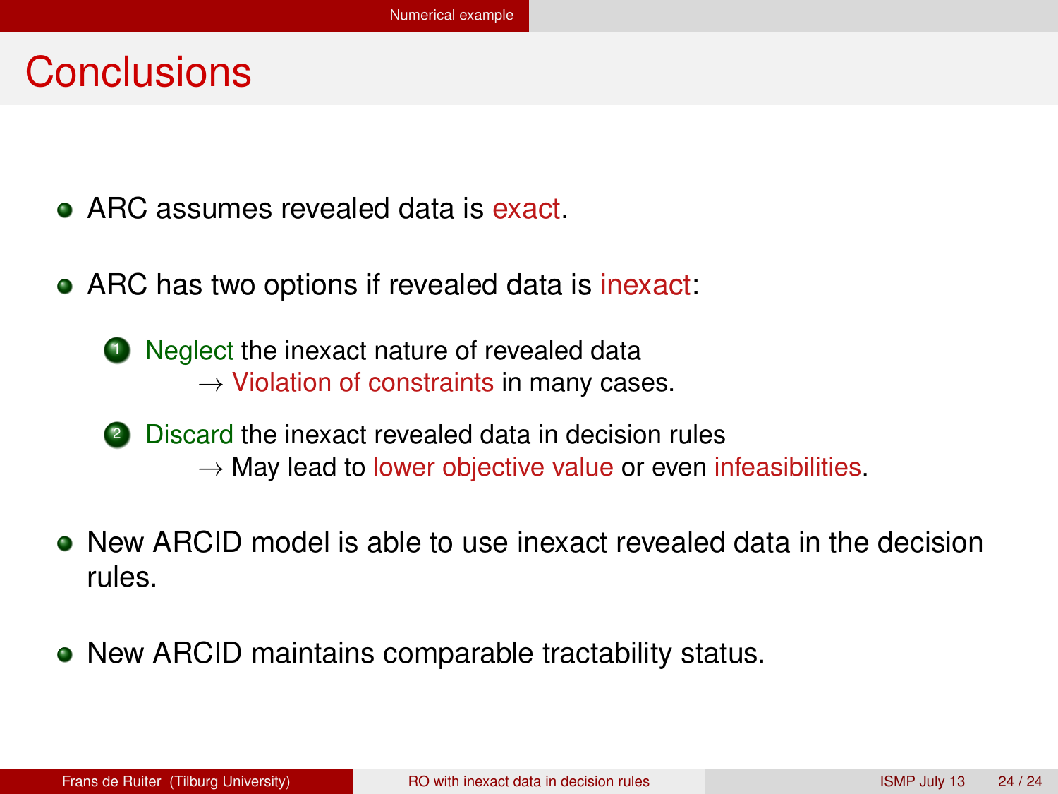# Conclusions

- ARC assumes revealed data is exact.
- ARC has two options if revealed data is inexact:
  1. Neglect the inexact nature of revealed data
     $\rightarrow$ Violation of constraints in many cases.
  2. Discard the inexact revealed data in decision rules
     $\rightarrow$ May lead to lower objective value or even infeasibilities.
- New ARCID model is able to use inexact revealed data in the decision rules.
- New ARCID maintains comparable tractability status.